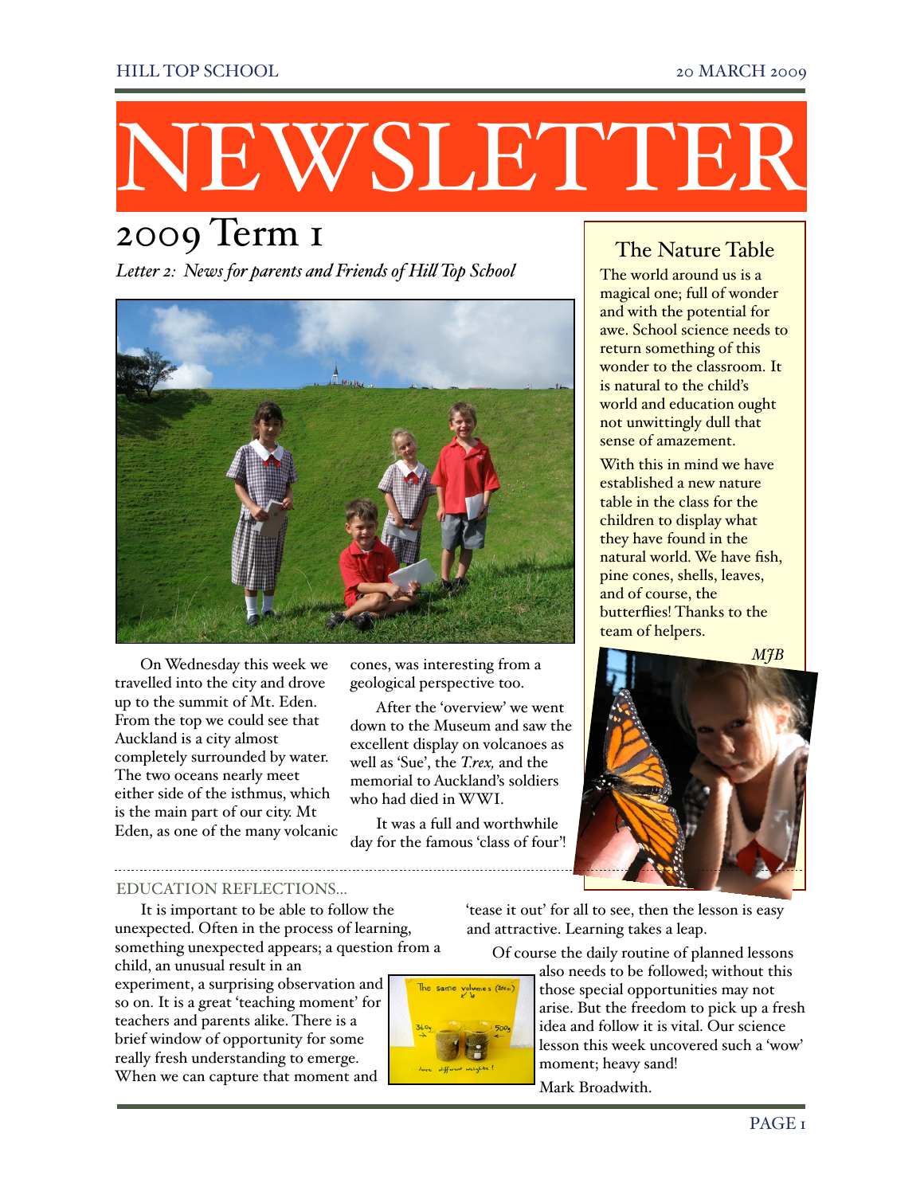# NEWSLETTER

## 2009 Term 1

*Letter 2: News for parents and Friends of Hill Top School*

On Wednesday this week we travelled into the city and drove up to the summit of Mt. Eden. From the top we could see that Auckland is a city almost completely surrounded by water. The two oceans nearly meet either side of the isthmus, which is the main part of our city. Mt Eden, as one of the many volcanic cones, was interesting from a geological perspective too.

After the 'overview' we went down to the Museum and saw the excellent display on volcanoes as well as 'Sue', the *T.rex,* and the memorial to Auckland's soldiers who had died in WWI.

It was a full and worthwhile day for the famous 'class of four'!

### The Nature Table

The world around us is a magical one; full of wonder and with the potential for awe. School science needs to return something of this wonder to the classroom. It is natural to the child's world and education ought not unwittingly dull that sense of amazement.

With this in mind we have established a new nature table in the class for the children to display what they have found in the natural world. We have fish, pine cones, shells, leaves, and of course, the butterflies! Thanks to the team of helpers.

*MJB*

### EDUCATION REFLECTIONS...

It is important to be able to follow the unexpected. Often in the process of learning, something unexpected appears; a question from a child, an unusual result in an experiment, a surprising observation and so on. It is a great 'teaching moment' for teachers and parents alike. There is a brief window of opportunity for some really fresh understanding to emerge. When we can capture that moment and 'tease it out' for all to see, then the lesson is easy and attractive. Learning takes a leap.

Of course the daily routine of planned lessons also needs to be followed; without this those special opportunities may not arise. But the freedom to pick up a fresh idea and follow it is vital. Our science lesson this week uncovered such a 'wow' moment; heavy sand!

Mark Broadwith.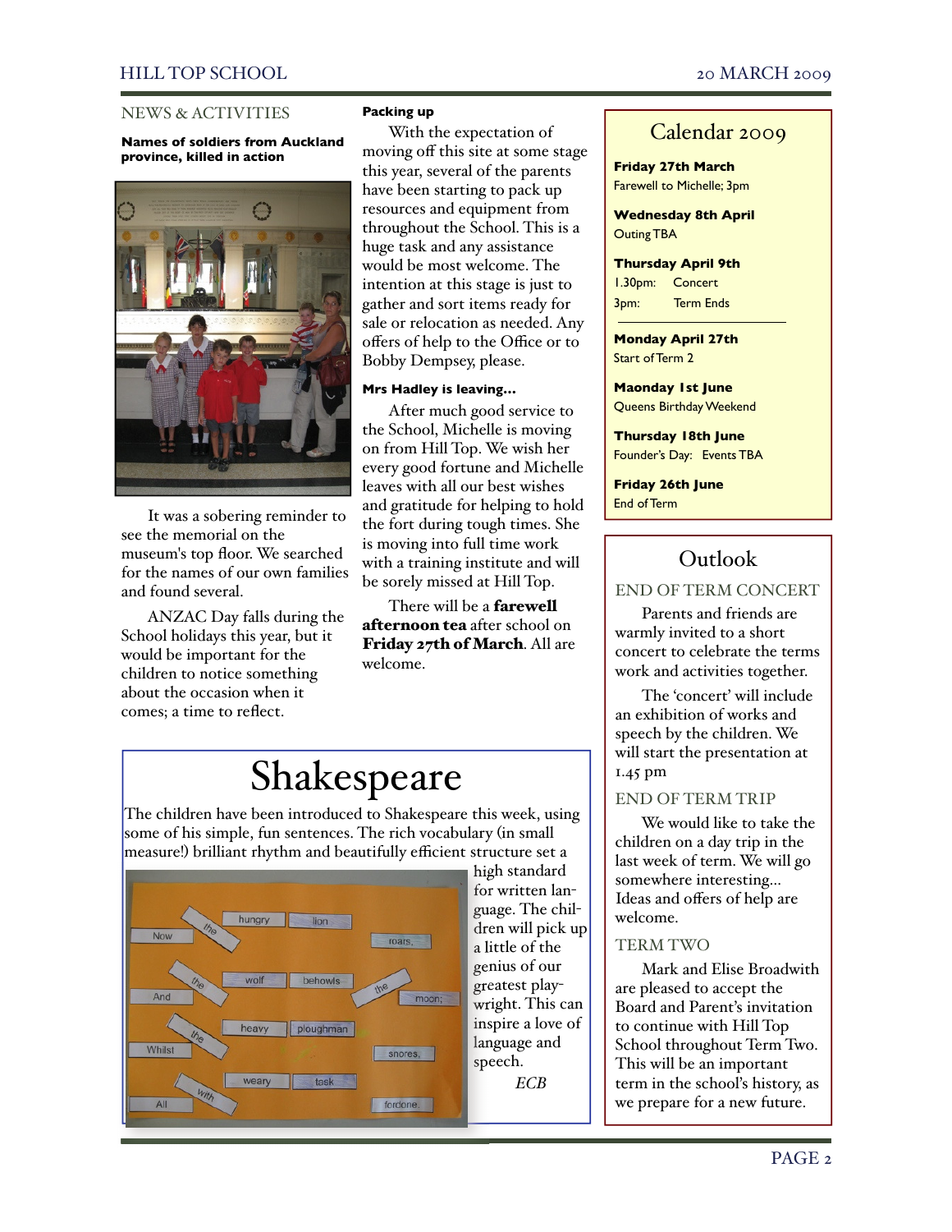## NEWS & ACTIVITIES

**Names of soldiers from Auckland province, killed in action**

It was a sobering reminder to see the memorial on the museum's top floor. We searched for the names of our own families and found several.

ANZAC Day falls during the School holidays this year, but it would be important for the children to notice something about the occasion when it comes; a time to reflect.

**Packing up**

With the expectation of moving off this site at some stage this year, several of the parents have been starting to pack up resources and equipment from throughout the School. This is a huge task and any assistance would be most welcome. The intention at this stage is just to gather and sort items ready for sale or relocation as needed. Any offers of help to the Office or to Bobby Dempsey, please.

**Mrs Hadley is leaving...**

After much good service to the School, Michelle is moving on from Hill Top. We wish her every good fortune and Michelle leaves with all our best wishes and gratitude for helping to hold the fort during tough times. She is moving into full time work with a training institute and will be sorely missed at Hill Top.

There will be a **farewell afternoon tea** after school on **Friday 27th of March**. All are welcome.

# Shakespeare

The children have been introduced to Shakespeare this week, using some of his simple, fun sentences. The rich vocabulary (in small measure!) brilliant rhythm and beautifully efficient structure set a high standard for written language. The children will pick up a little of the genius of our greatest playwright. This can inspire a love of language and speech.

*ECB*

Now the hungry lion roars,
And the wolf behowls the moon;
Whilst the heavy ploughman snores,
All with weary task fordone.

## Calendar 2009

**Friday 27th March**
Farewell to Michelle; 3pm

**Wednesday 8th April**
Outing TBA

**Thursday April 9th**
1.30pm: Concert
3pm: Term Ends

**Monday April 27th**
Start of Term 2

**Maonday 1st June**
Queens Birthday Weekend

**Thursday 18th June**
Founder's Day: Events TBA

**Friday 26th June**
End of Term

## Outlook

### END OF TERM CONCERT

Parents and friends are warmly invited to a short concert to celebrate the terms work and activities together.

The 'concert' will include an exhibition of works and speech by the children. We will start the presentation at 1.45 pm

### END OF TERM TRIP

We would like to take the children on a day trip in the last week of term. We will go somewhere interesting... Ideas and offers of help are welcome.

### TERM TWO

Mark and Elise Broadwith are pleased to accept the Board and Parent's invitation to continue with Hill Top School throughout Term Two. This will be an important term in the school's history, as we prepare for a new future.